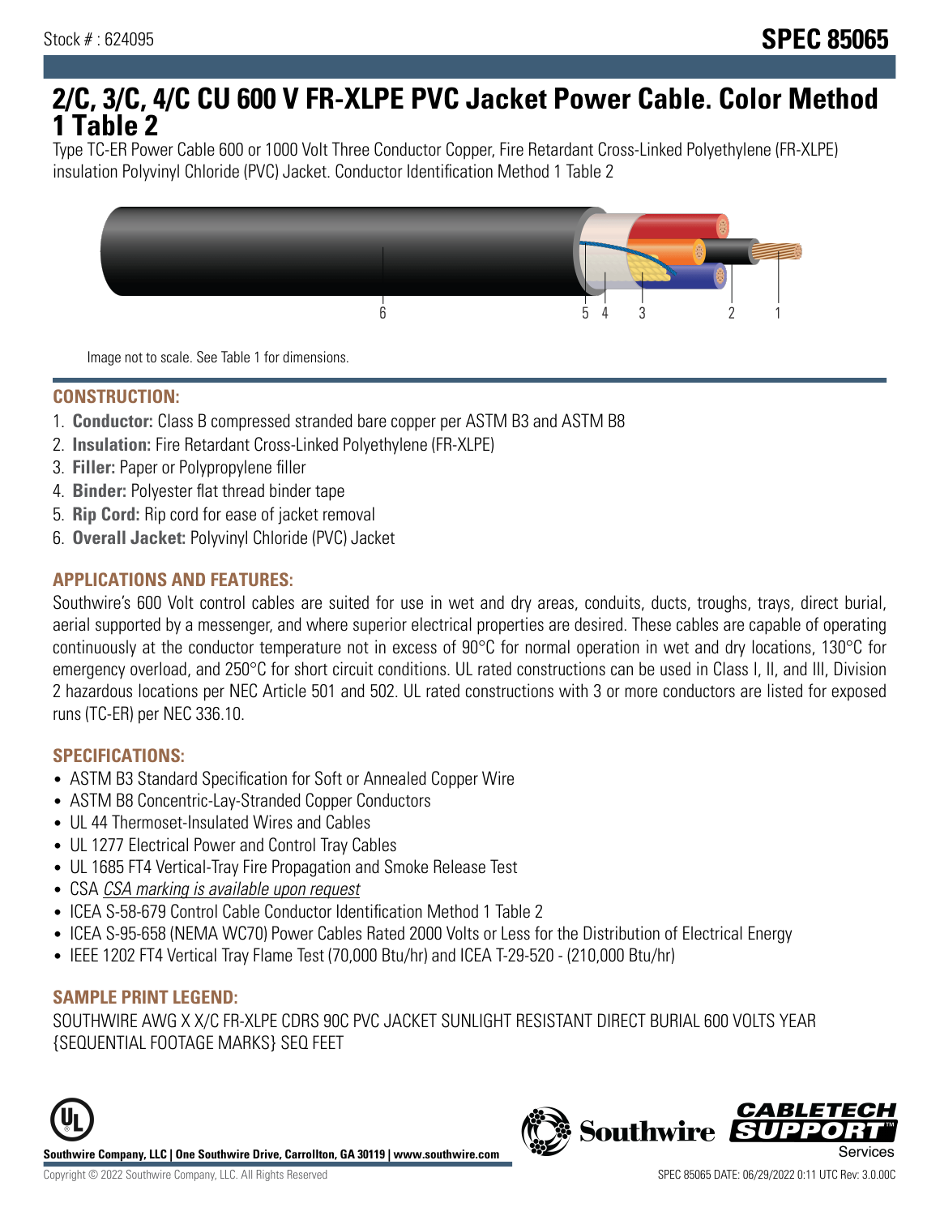Stock # : 624095

**SPEC 85065**

# 2/C, 3/C, 4/C CU 600 V FR-XLPE PVC Jacket Power Cable. Color Method 1 Table 2

Type TC-ER Power Cable 600 or 1000 Volt Three Conductor Copper, Fire Retardant Cross-Linked Polyethylene (FR-XLPE) insulation Polyvinyl Chloride (PVC) Jacket. Conductor Identification Method 1 Table 2

Image not to scale. See Table 1 for dimensions.

## CONSTRUCTION:

1. **Conductor:** Class B compressed stranded bare copper per ASTM B3 and ASTM B8
2. **Insulation:** Fire Retardant Cross-Linked Polyethylene (FR-XLPE)
3. **Filler:** Paper or Polypropylene filler
4. **Binder:** Polyester flat thread binder tape
5. **Rip Cord:** Rip cord for ease of jacket removal
6. **Overall Jacket:** Polyvinyl Chloride (PVC) Jacket

## APPLICATIONS AND FEATURES:

Southwire's 600 Volt control cables are suited for use in wet and dry areas, conduits, ducts, troughs, trays, direct burial, aerial supported by a messenger, and where superior electrical properties are desired. These cables are capable of operating continuously at the conductor temperature not in excess of 90°C for normal operation in wet and dry locations, 130°C for emergency overload, and 250°C for short circuit conditions. UL rated constructions can be used in Class I, II, and III, Division 2 hazardous locations per NEC Article 501 and 502. UL rated constructions with 3 or more conductors are listed for exposed runs (TC-ER) per NEC 336.10.

## SPECIFICATIONS:

- ASTM B3 Standard Specification for Soft or Annealed Copper Wire
- ASTM B8 Concentric-Lay-Stranded Copper Conductors
- UL 44 Thermoset-Insulated Wires and Cables
- UL 1277 Electrical Power and Control Tray Cables
- UL 1685 FT4 Vertical-Tray Fire Propagation and Smoke Release Test
- CSA *CSA marking is available upon request*
- ICEA S-58-679 Control Cable Conductor Identification Method 1 Table 2
- ICEA S-95-658 (NEMA WC70) Power Cables Rated 2000 Volts or Less for the Distribution of Electrical Energy
- IEEE 1202 FT4 Vertical Tray Flame Test (70,000 Btu/hr) and ICEA T-29-520 - (210,000 Btu/hr)

## SAMPLE PRINT LEGEND:

SOUTHWIRE AWG X X/C FR-XLPE CDRS 90C PVC JACKET SUNLIGHT RESISTANT DIRECT BURIAL 600 VOLTS YEAR {SEQUENTIAL FOOTAGE MARKS} SEQ FEET

**Southwire Company, LLC | One Southwire Drive, Carrollton, GA 30119 | www.southwire.com**

Copyright © 2022 Southwire Company, LLC. All Rights Reserved

SPEC 85065 DATE: 06/29/2022 0:11 UTC Rev: 3.0.00C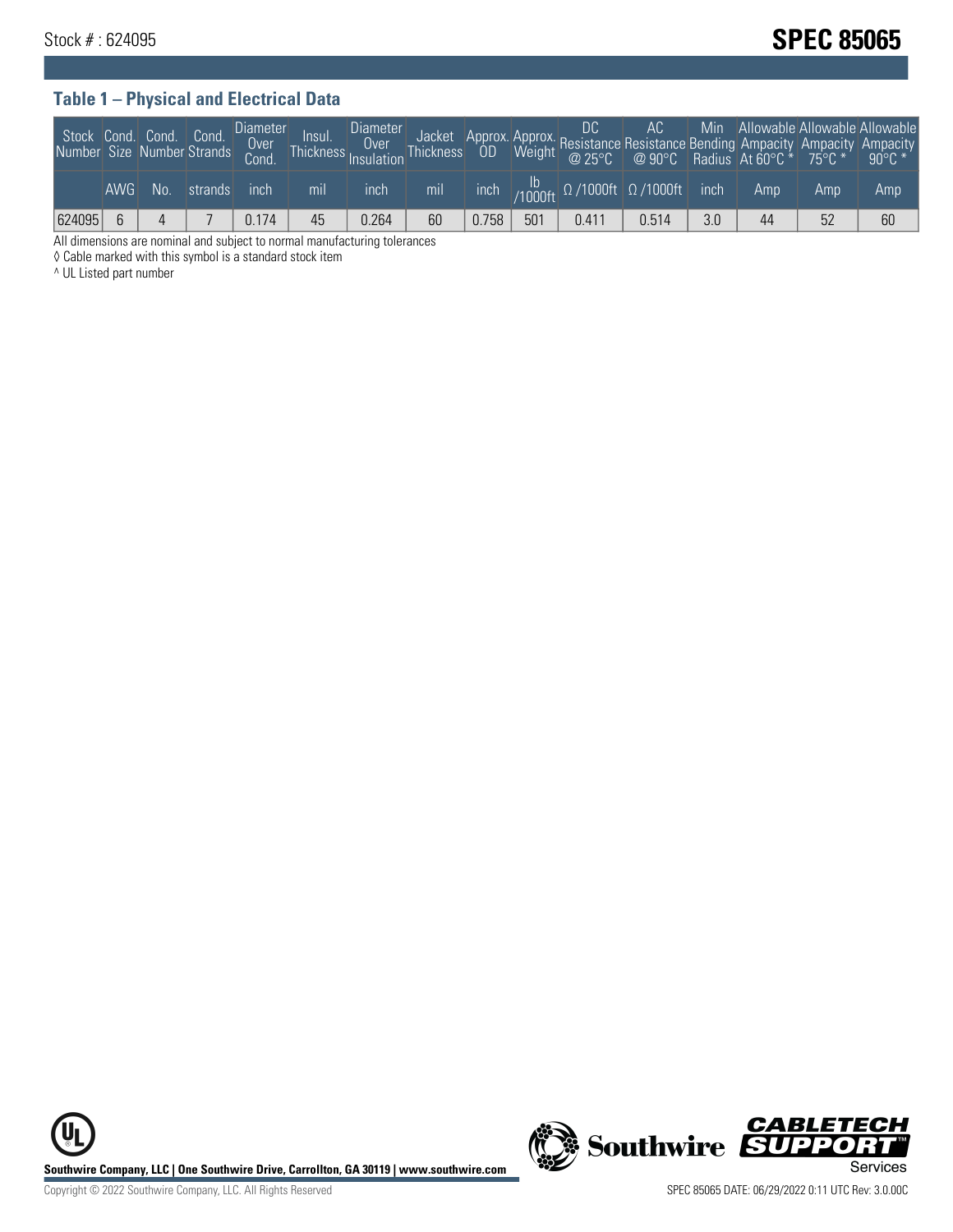## Table 1 – Physical and Electrical Data

| Stock Number | Cond. Size | Cond. Number | Cond. Strands | Diameter Over Cond. | Insul. Thickness | Diameter Over Insulation | Jacket Thickness | Approx. OD | Approx. Weight | DC Resistance @ 25°C | AC Resistance @ 90°C | Min Bending Radius | Allowable Ampacity At 60°C * | Allowable Ampacity 75°C * | Allowable Ampacity 90°C * |
|---|---|---|---|---|---|---|---|---|---|---|---|---|---|---|---|
| | AWG | No. | strands | inch | mil | inch | mil | inch | lb /1000ft | Ω /1000ft | Ω /1000ft | inch | Amp | Amp | Amp |
| 624095 | 6 | 4 | 7 | 0.174 | 45 | 0.264 | 60 | 0.758 | 501 | 0.411 | 0.514 | 3.0 | 44 | 52 | 60 |

All dimensions are nominal and subject to normal manufacturing tolerances

◊ Cable marked with this symbol is a standard stock item

^ UL Listed part number

**Southwire Company, LLC | One Southwire Drive, Carrollton, GA 30119 | www.southwire.com**

Copyright © 2022 Southwire Company, LLC. All Rights Reserved

SPEC 85065 DATE: 06/29/2022 0:11 UTC Rev: 3.0.00C